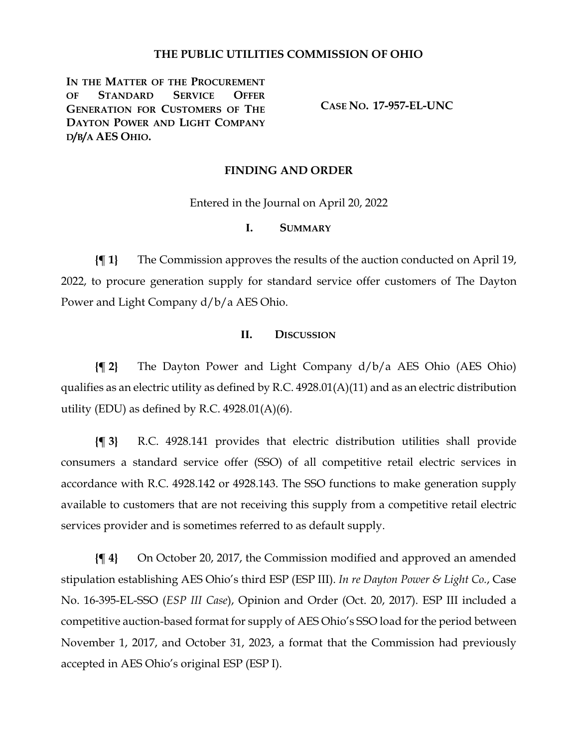**THE PUBLIC UTILITIES COMMISSION OF OHIO**

**IN THE MATTER OF THE PROCUREMENT OF STANDARD SERVICE OFFER GENERATION FOR CUSTOMERS OF THE DAYTON POWER AND LIGHT COMPANY D/B/A AES OHIO.**

**CASE NO. 17-957-EL-UNC**

## FINDING AND ORDER

Entered in the Journal on April 20, 2022

## I. SUMMARY

**{¶ 1}** The Commission approves the results of the auction conducted on April 19, 2022, to procure generation supply for standard service offer customers of The Dayton Power and Light Company d/b/a AES Ohio.

## II. DISCUSSION

**{¶ 2}** The Dayton Power and Light Company d/b/a AES Ohio (AES Ohio) qualifies as an electric utility as defined by R.C. 4928.01(A)(11) and as an electric distribution utility (EDU) as defined by R.C. 4928.01(A)(6).

**{¶ 3}** R.C. 4928.141 provides that electric distribution utilities shall provide consumers a standard service offer (SSO) of all competitive retail electric services in accordance with R.C. 4928.142 or 4928.143. The SSO functions to make generation supply available to customers that are not receiving this supply from a competitive retail electric services provider and is sometimes referred to as default supply.

**{¶ 4}** On October 20, 2017, the Commission modified and approved an amended stipulation establishing AES Ohio's third ESP (ESP III). *In re Dayton Power & Light Co.*, Case No. 16-395-EL-SSO (*ESP III Case*), Opinion and Order (Oct. 20, 2017). ESP III included a competitive auction-based format for supply of AES Ohio's SSO load for the period between November 1, 2017, and October 31, 2023, a format that the Commission had previously accepted in AES Ohio's original ESP (ESP I).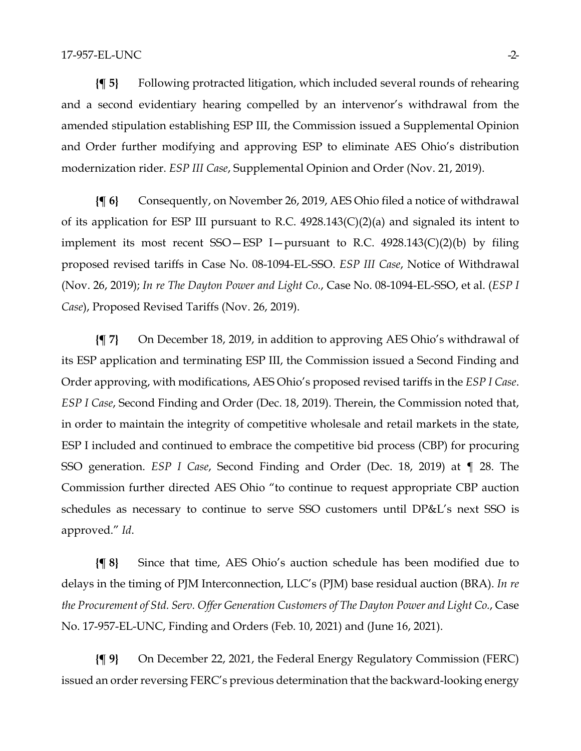**{¶ 5}** Following protracted litigation, which included several rounds of rehearing and a second evidentiary hearing compelled by an intervenor's withdrawal from the amended stipulation establishing ESP III, the Commission issued a Supplemental Opinion and Order further modifying and approving ESP to eliminate AES Ohio's distribution modernization rider. *ESP III Case*, Supplemental Opinion and Order (Nov. 21, 2019).

**{¶ 6}** Consequently, on November 26, 2019, AES Ohio filed a notice of withdrawal of its application for ESP III pursuant to R.C. 4928.143(C)(2)(a) and signaled its intent to implement its most recent SSO—ESP I—pursuant to R.C. 4928.143(C)(2)(b) by filing proposed revised tariffs in Case No. 08-1094-EL-SSO. *ESP III Case*, Notice of Withdrawal (Nov. 26, 2019); *In re The Dayton Power and Light Co.*, Case No. 08-1094-EL-SSO, et al. (*ESP I Case*), Proposed Revised Tariffs (Nov. 26, 2019).

**{¶ 7}** On December 18, 2019, in addition to approving AES Ohio's withdrawal of its ESP application and terminating ESP III, the Commission issued a Second Finding and Order approving, with modifications, AES Ohio's proposed revised tariffs in the *ESP I Case*. *ESP I Case*, Second Finding and Order (Dec. 18, 2019). Therein, the Commission noted that, in order to maintain the integrity of competitive wholesale and retail markets in the state, ESP I included and continued to embrace the competitive bid process (CBP) for procuring SSO generation. *ESP I Case*, Second Finding and Order (Dec. 18, 2019) at ¶ 28. The Commission further directed AES Ohio "to continue to request appropriate CBP auction schedules as necessary to continue to serve SSO customers until DP&L's next SSO is approved." *Id*.

**{¶ 8}** Since that time, AES Ohio's auction schedule has been modified due to delays in the timing of PJM Interconnection, LLC's (PJM) base residual auction (BRA). *In re the Procurement of Std. Serv. Offer Generation Customers of The Dayton Power and Light Co.*, Case No. 17-957-EL-UNC, Finding and Orders (Feb. 10, 2021) and (June 16, 2021).

**{¶ 9}** On December 22, 2021, the Federal Energy Regulatory Commission (FERC) issued an order reversing FERC's previous determination that the backward-looking energy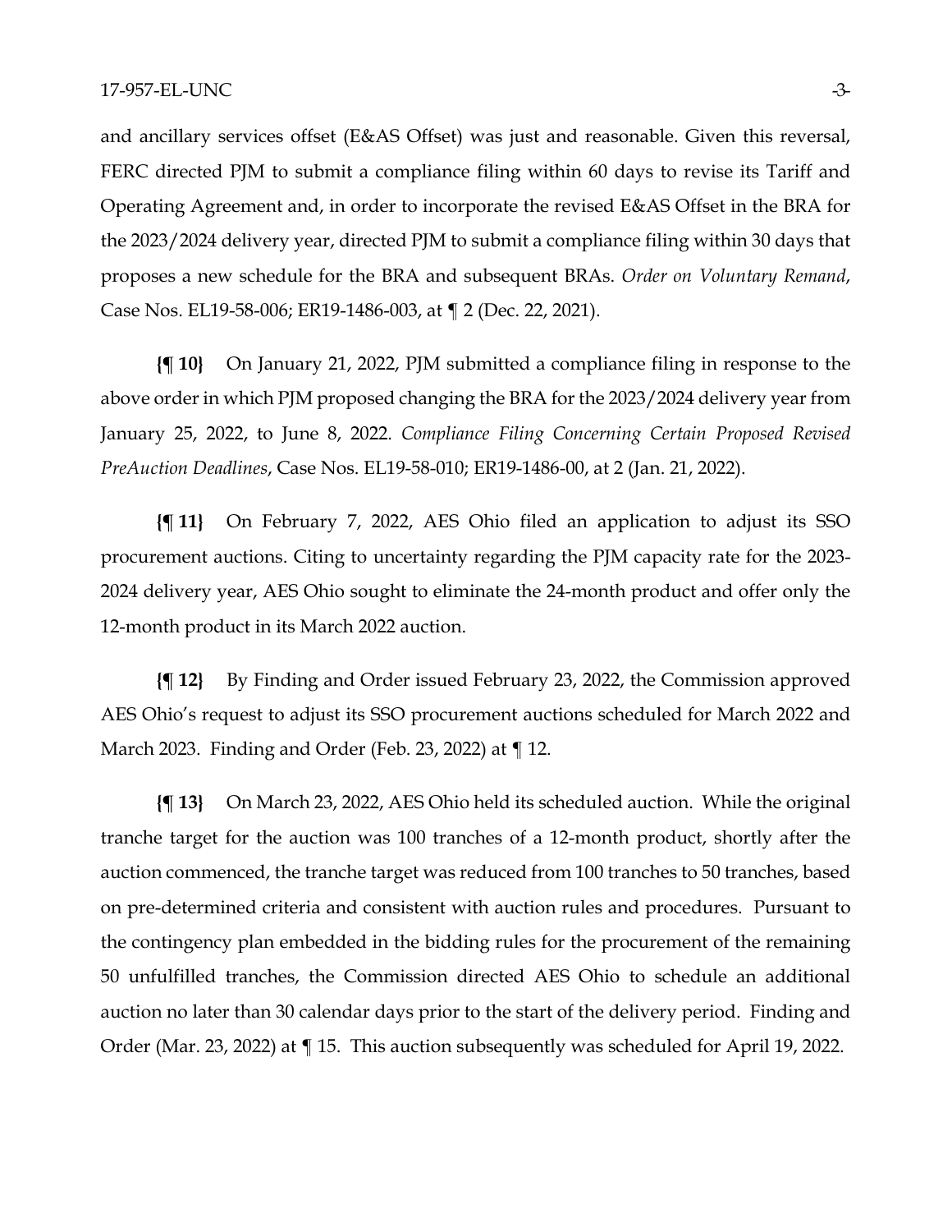and ancillary services offset (E&AS Offset) was just and reasonable. Given this reversal, FERC directed PJM to submit a compliance filing within 60 days to revise its Tariff and Operating Agreement and, in order to incorporate the revised E&AS Offset in the BRA for the 2023/2024 delivery year, directed PJM to submit a compliance filing within 30 days that proposes a new schedule for the BRA and subsequent BRAs. *Order on Voluntary Remand*, Case Nos. EL19-58-006; ER19-1486-003, at ¶ 2 (Dec. 22, 2021).

**{¶ 10}** On January 21, 2022, PJM submitted a compliance filing in response to the above order in which PJM proposed changing the BRA for the 2023/2024 delivery year from January 25, 2022, to June 8, 2022. *Compliance Filing Concerning Certain Proposed Revised PreAuction Deadlines*, Case Nos. EL19-58-010; ER19-1486-00, at 2 (Jan. 21, 2022).

**{¶ 11}** On February 7, 2022, AES Ohio filed an application to adjust its SSO procurement auctions. Citing to uncertainty regarding the PJM capacity rate for the 2023-2024 delivery year, AES Ohio sought to eliminate the 24-month product and offer only the 12-month product in its March 2022 auction.

**{¶ 12}** By Finding and Order issued February 23, 2022, the Commission approved AES Ohio's request to adjust its SSO procurement auctions scheduled for March 2022 and March 2023. Finding and Order (Feb. 23, 2022) at ¶ 12.

**{¶ 13}** On March 23, 2022, AES Ohio held its scheduled auction. While the original tranche target for the auction was 100 tranches of a 12-month product, shortly after the auction commenced, the tranche target was reduced from 100 tranches to 50 tranches, based on pre-determined criteria and consistent with auction rules and procedures. Pursuant to the contingency plan embedded in the bidding rules for the procurement of the remaining 50 unfulfilled tranches, the Commission directed AES Ohio to schedule an additional auction no later than 30 calendar days prior to the start of the delivery period. Finding and Order (Mar. 23, 2022) at ¶ 15. This auction subsequently was scheduled for April 19, 2022.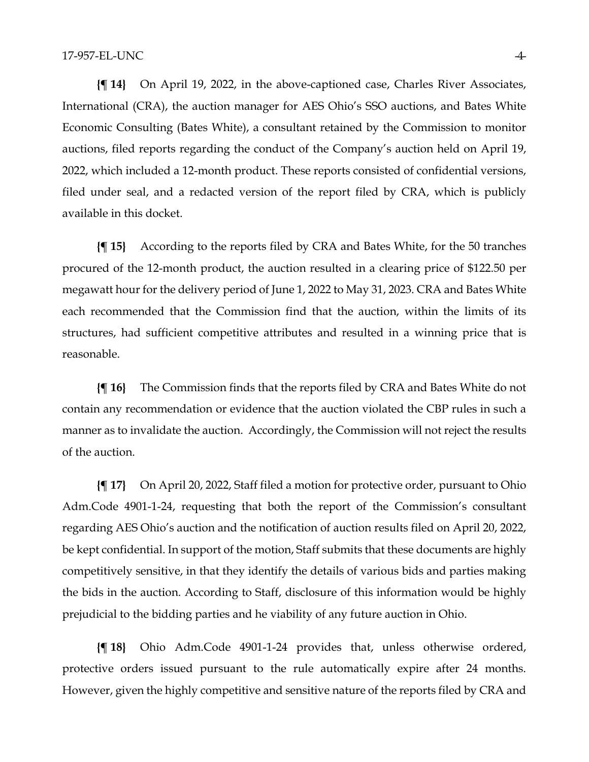**{¶ 14}** On April 19, 2022, in the above-captioned case, Charles River Associates, International (CRA), the auction manager for AES Ohio's SSO auctions, and Bates White Economic Consulting (Bates White), a consultant retained by the Commission to monitor auctions, filed reports regarding the conduct of the Company's auction held on April 19, 2022, which included a 12-month product. These reports consisted of confidential versions, filed under seal, and a redacted version of the report filed by CRA, which is publicly available in this docket.

**{¶ 15}** According to the reports filed by CRA and Bates White, for the 50 tranches procured of the 12-month product, the auction resulted in a clearing price of $122.50 per megawatt hour for the delivery period of June 1, 2022 to May 31, 2023. CRA and Bates White each recommended that the Commission find that the auction, within the limits of its structures, had sufficient competitive attributes and resulted in a winning price that is reasonable.

**{¶ 16}** The Commission finds that the reports filed by CRA and Bates White do not contain any recommendation or evidence that the auction violated the CBP rules in such a manner as to invalidate the auction. Accordingly, the Commission will not reject the results of the auction.

**{¶ 17}** On April 20, 2022, Staff filed a motion for protective order, pursuant to Ohio Adm.Code 4901-1-24, requesting that both the report of the Commission's consultant regarding AES Ohio's auction and the notification of auction results filed on April 20, 2022, be kept confidential. In support of the motion, Staff submits that these documents are highly competitively sensitive, in that they identify the details of various bids and parties making the bids in the auction. According to Staff, disclosure of this information would be highly prejudicial to the bidding parties and he viability of any future auction in Ohio.

**{¶ 18}** Ohio Adm.Code 4901-1-24 provides that, unless otherwise ordered, protective orders issued pursuant to the rule automatically expire after 24 months. However, given the highly competitive and sensitive nature of the reports filed by CRA and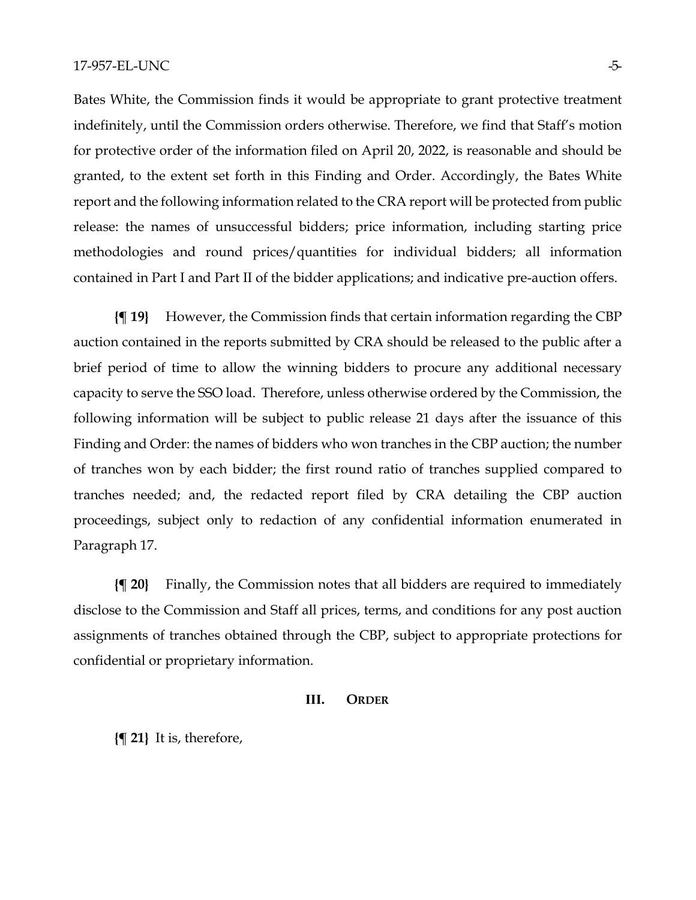Bates White, the Commission finds it would be appropriate to grant protective treatment indefinitely, until the Commission orders otherwise. Therefore, we find that Staff's motion for protective order of the information filed on April 20, 2022, is reasonable and should be granted, to the extent set forth in this Finding and Order. Accordingly, the Bates White report and the following information related to the CRA report will be protected from public release: the names of unsuccessful bidders; price information, including starting price methodologies and round prices/quantities for individual bidders; all information contained in Part I and Part II of the bidder applications; and indicative pre-auction offers.

**{¶ 19}** However, the Commission finds that certain information regarding the CBP auction contained in the reports submitted by CRA should be released to the public after a brief period of time to allow the winning bidders to procure any additional necessary capacity to serve the SSO load. Therefore, unless otherwise ordered by the Commission, the following information will be subject to public release 21 days after the issuance of this Finding and Order: the names of bidders who won tranches in the CBP auction; the number of tranches won by each bidder; the first round ratio of tranches supplied compared to tranches needed; and, the redacted report filed by CRA detailing the CBP auction proceedings, subject only to redaction of any confidential information enumerated in Paragraph 17.

**{¶ 20}** Finally, the Commission notes that all bidders are required to immediately disclose to the Commission and Staff all prices, terms, and conditions for any post auction assignments of tranches obtained through the CBP, subject to appropriate protections for confidential or proprietary information.

## III. ORDER

**{¶ 21}** It is, therefore,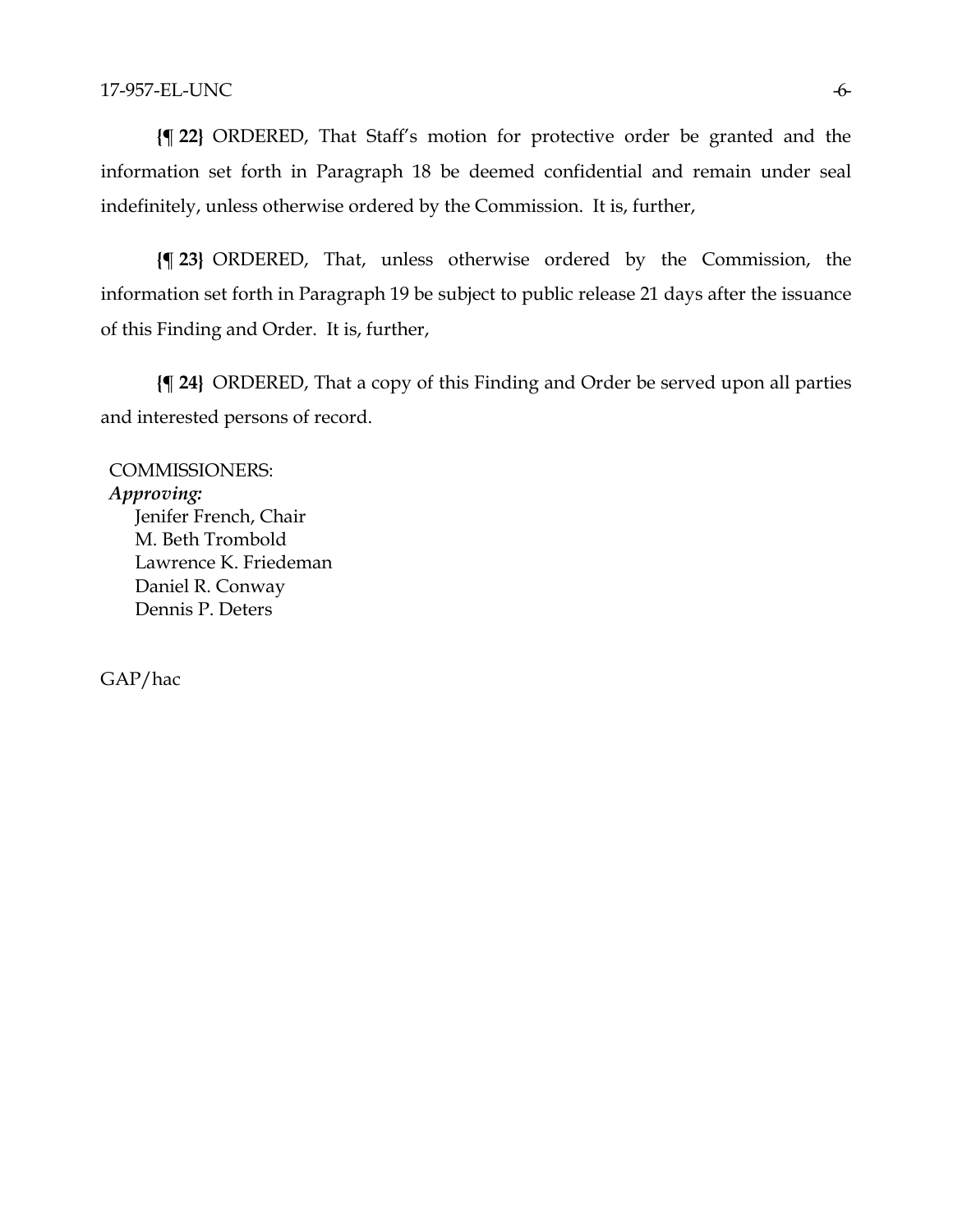**{¶ 22}** ORDERED, That Staff's motion for protective order be granted and the information set forth in Paragraph 18 be deemed confidential and remain under seal indefinitely, unless otherwise ordered by the Commission. It is, further,

**{¶ 23}** ORDERED, That, unless otherwise ordered by the Commission, the information set forth in Paragraph 19 be subject to public release 21 days after the issuance of this Finding and Order. It is, further,

**{¶ 24}** ORDERED, That a copy of this Finding and Order be served upon all parties and interested persons of record.

COMMISSIONERS:
*Approving:*
Jenifer French, Chair
M. Beth Trombold
Lawrence K. Friedeman
Daniel R. Conway
Dennis P. Deters

GAP/hac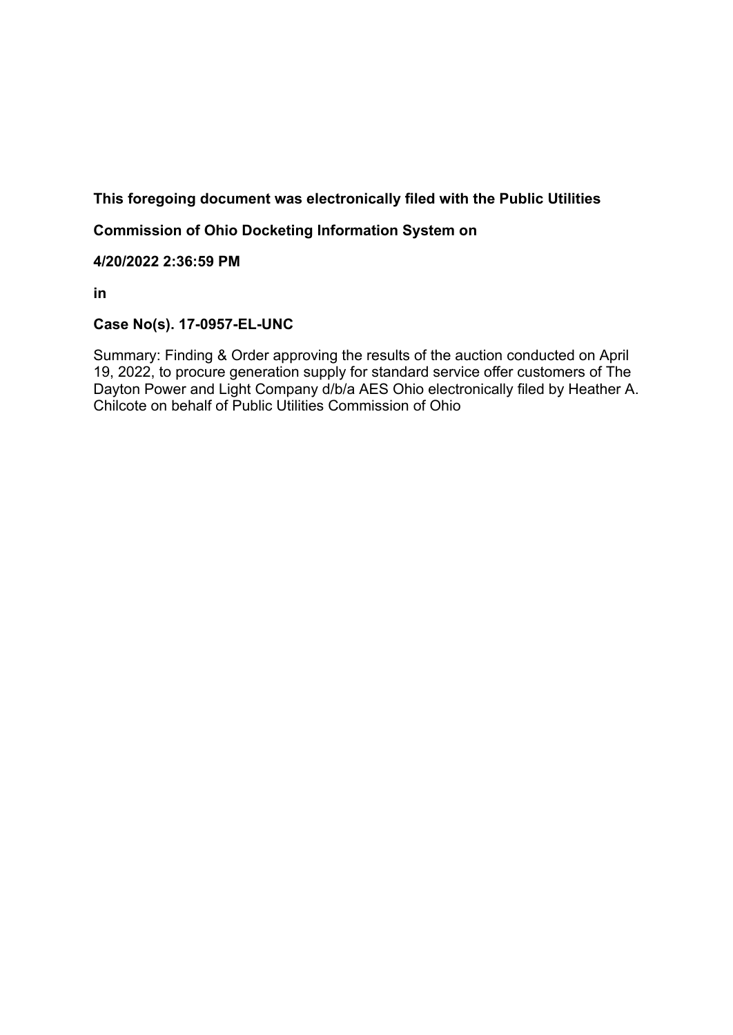**This foregoing document was electronically filed with the Public Utilities**

**Commission of Ohio Docketing Information System on**

**4/20/2022 2:36:59 PM**

**in**

**Case No(s). 17-0957-EL-UNC**

Summary: Finding & Order approving the results of the auction conducted on April 19, 2022, to procure generation supply for standard service offer customers of The Dayton Power and Light Company d/b/a AES Ohio electronically filed by Heather A. Chilcote on behalf of Public Utilities Commission of Ohio